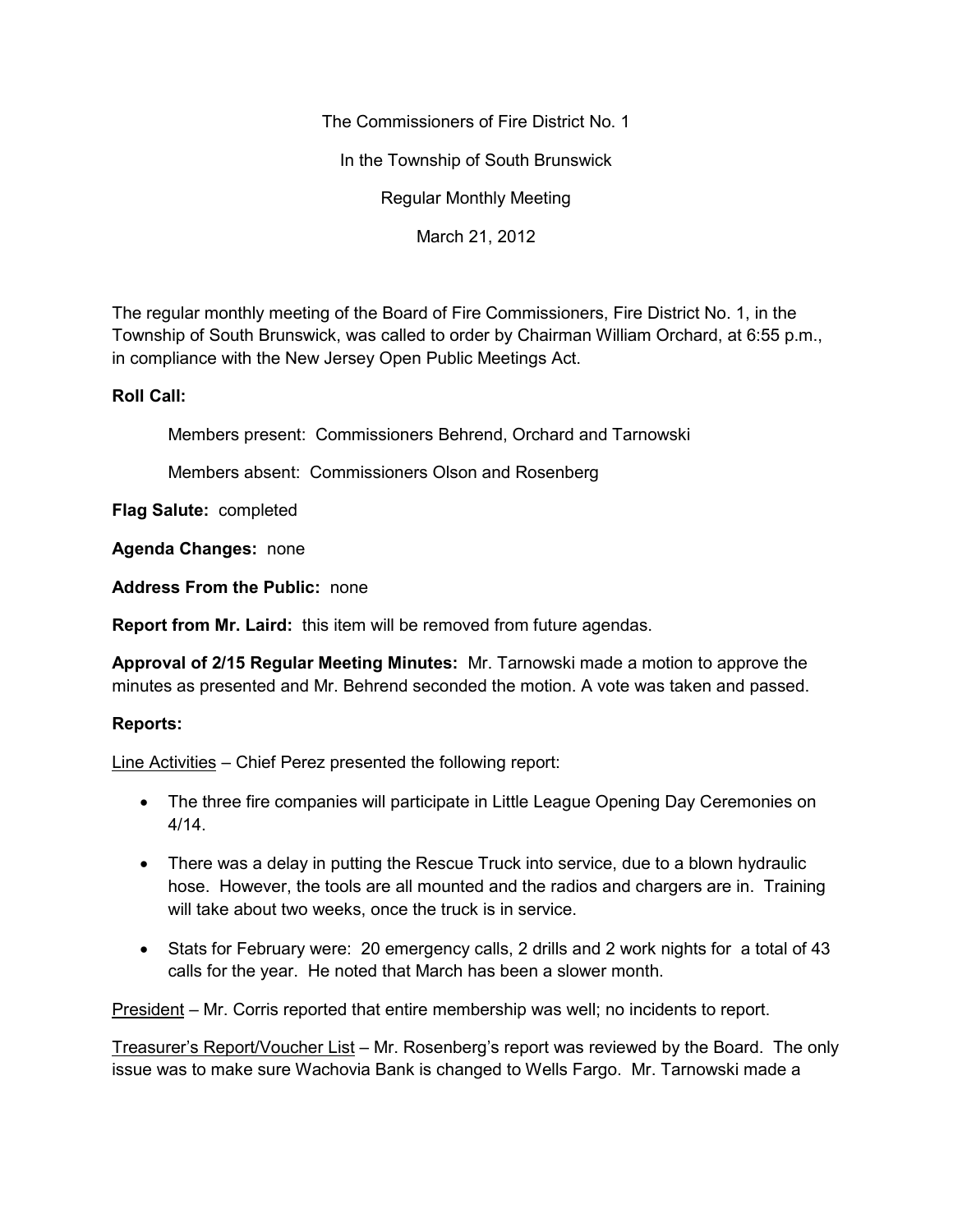The Commissioners of Fire District No. 1

In the Township of South Brunswick

Regular Monthly Meeting

March 21, 2012

The regular monthly meeting of the Board of Fire Commissioners, Fire District No. 1, in the Township of South Brunswick, was called to order by Chairman William Orchard, at 6:55 p.m., in compliance with the New Jersey Open Public Meetings Act.

**Roll Call:**

Members present: Commissioners Behrend, Orchard and Tarnowski

Members absent: Commissioners Olson and Rosenberg

**Flag Salute:** completed

**Agenda Changes:** none

**Address From the Public:** none

**Report from Mr. Laird:** this item will be removed from future agendas.

**Approval of 2/15 Regular Meeting Minutes:** Mr. Tarnowski made a motion to approve the minutes as presented and Mr. Behrend seconded the motion. A vote was taken and passed.

**Reports:**

Line Activities – Chief Perez presented the following report:

- The three fire companies will participate in Little League Opening Day Ceremonies on 4/14.
- There was a delay in putting the Rescue Truck into service, due to a blown hydraulic hose. However, the tools are all mounted and the radios and chargers are in. Training will take about two weeks, once the truck is in service.
- Stats for February were: 20 emergency calls, 2 drills and 2 work nights for a total of 43 calls for the year. He noted that March has been a slower month.

President – Mr. Corris reported that entire membership was well; no incidents to report.

Treasurer's Report/Voucher List – Mr. Rosenberg's report was reviewed by the Board. The only issue was to make sure Wachovia Bank is changed to Wells Fargo. Mr. Tarnowski made a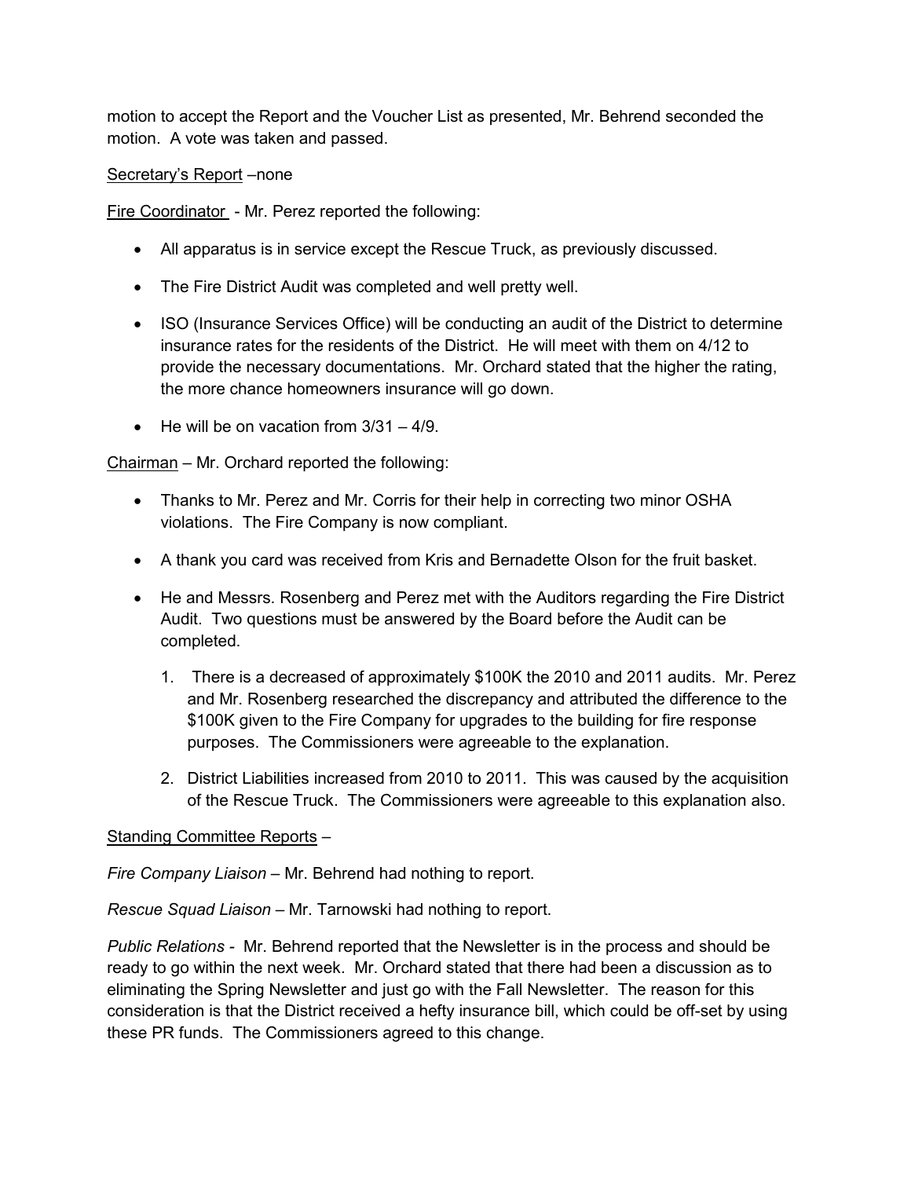motion to accept the Report and the Voucher List as presented, Mr. Behrend seconded the motion. A vote was taken and passed.

<u>Secretary's Report</u> –none

<u>Fire Coordinator</u> - Mr. Perez reported the following:

- All apparatus is in service except the Rescue Truck, as previously discussed.
- The Fire District Audit was completed and well pretty well.
- ISO (Insurance Services Office) will be conducting an audit of the District to determine insurance rates for the residents of the District. He will meet with them on 4/12 to provide the necessary documentations. Mr. Orchard stated that the higher the rating, the more chance homeowners insurance will go down.
- He will be on vacation from 3/31 – 4/9.

<u>Chairman</u> – Mr. Orchard reported the following:

- Thanks to Mr. Perez and Mr. Corris for their help in correcting two minor OSHA violations. The Fire Company is now compliant.
- A thank you card was received from Kris and Bernadette Olson for the fruit basket.
- He and Messrs. Rosenberg and Perez met with the Auditors regarding the Fire District Audit. Two questions must be answered by the Board before the Audit can be completed.
  1. There is a decreased of approximately $100K the 2010 and 2011 audits. Mr. Perez and Mr. Rosenberg researched the discrepancy and attributed the difference to the $100K given to the Fire Company for upgrades to the building for fire response purposes. The Commissioners were agreeable to the explanation.
  2. District Liabilities increased from 2010 to 2011. This was caused by the acquisition of the Rescue Truck. The Commissioners were agreeable to this explanation also.

<u>Standing Committee Reports</u> –

*Fire Company Liaison* – Mr. Behrend had nothing to report.

*Rescue Squad Liaison* – Mr. Tarnowski had nothing to report.

*Public Relations* - Mr. Behrend reported that the Newsletter is in the process and should be ready to go within the next week. Mr. Orchard stated that there had been a discussion as to eliminating the Spring Newsletter and just go with the Fall Newsletter. The reason for this consideration is that the District received a hefty insurance bill, which could be off-set by using these PR funds. The Commissioners agreed to this change.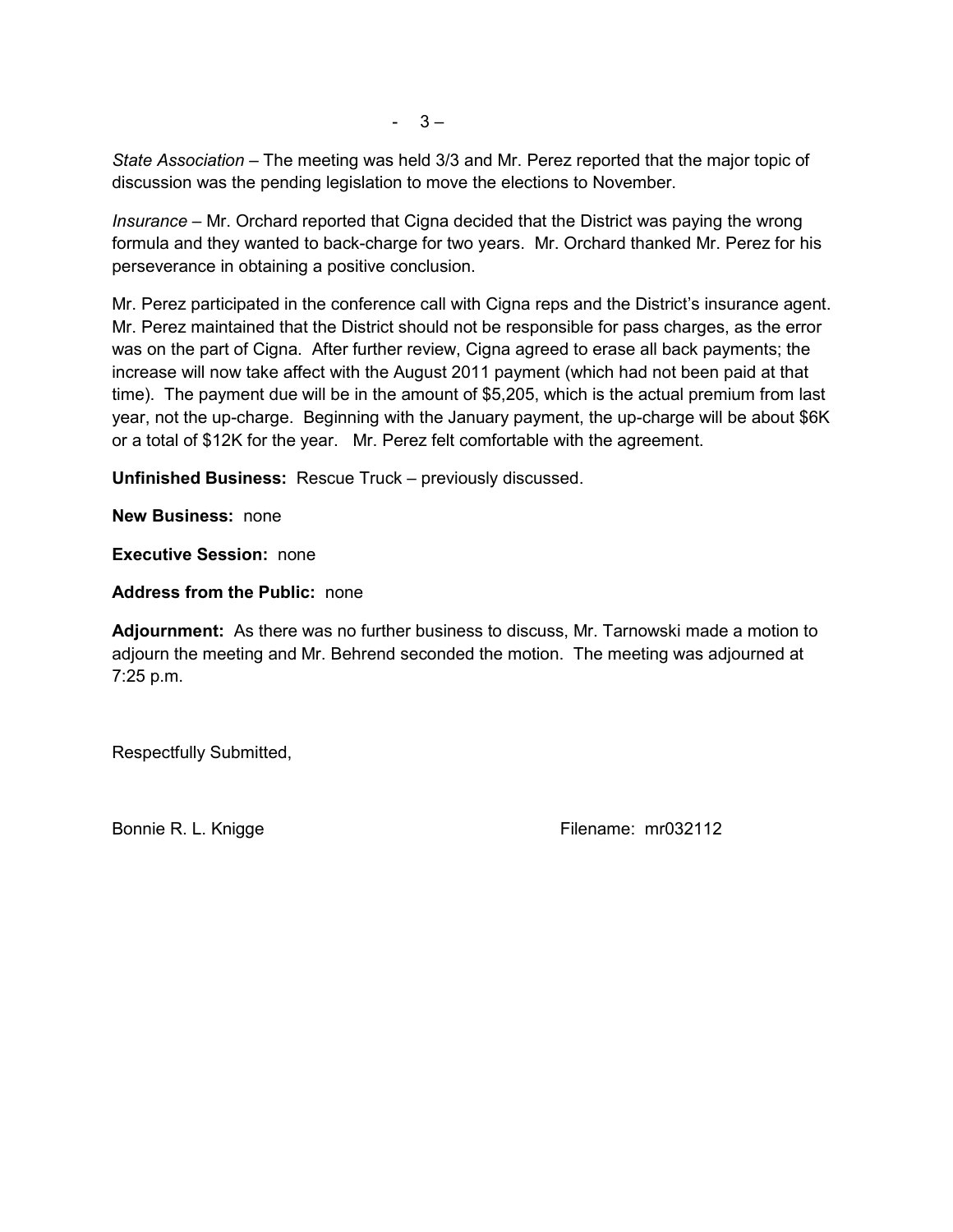*State Association* – The meeting was held 3/3 and Mr. Perez reported that the major topic of discussion was the pending legislation to move the elections to November.

*Insurance* – Mr. Orchard reported that Cigna decided that the District was paying the wrong formula and they wanted to back-charge for two years. Mr. Orchard thanked Mr. Perez for his perseverance in obtaining a positive conclusion.

Mr. Perez participated in the conference call with Cigna reps and the District's insurance agent. Mr. Perez maintained that the District should not be responsible for pass charges, as the error was on the part of Cigna. After further review, Cigna agreed to erase all back payments; the increase will now take affect with the August 2011 payment (which had not been paid at that time). The payment due will be in the amount of $5,205, which is the actual premium from last year, not the up-charge. Beginning with the January payment, the up-charge will be about $6K or a total of $12K for the year. Mr. Perez felt comfortable with the agreement.

**Unfinished Business:** Rescue Truck – previously discussed.

**New Business:** none

**Executive Session:** none

**Address from the Public:** none

**Adjournment:** As there was no further business to discuss, Mr. Tarnowski made a motion to adjourn the meeting and Mr. Behrend seconded the motion. The meeting was adjourned at 7:25 p.m.

Respectfully Submitted,

Bonnie R. L. Knigge

Filename: mr032112